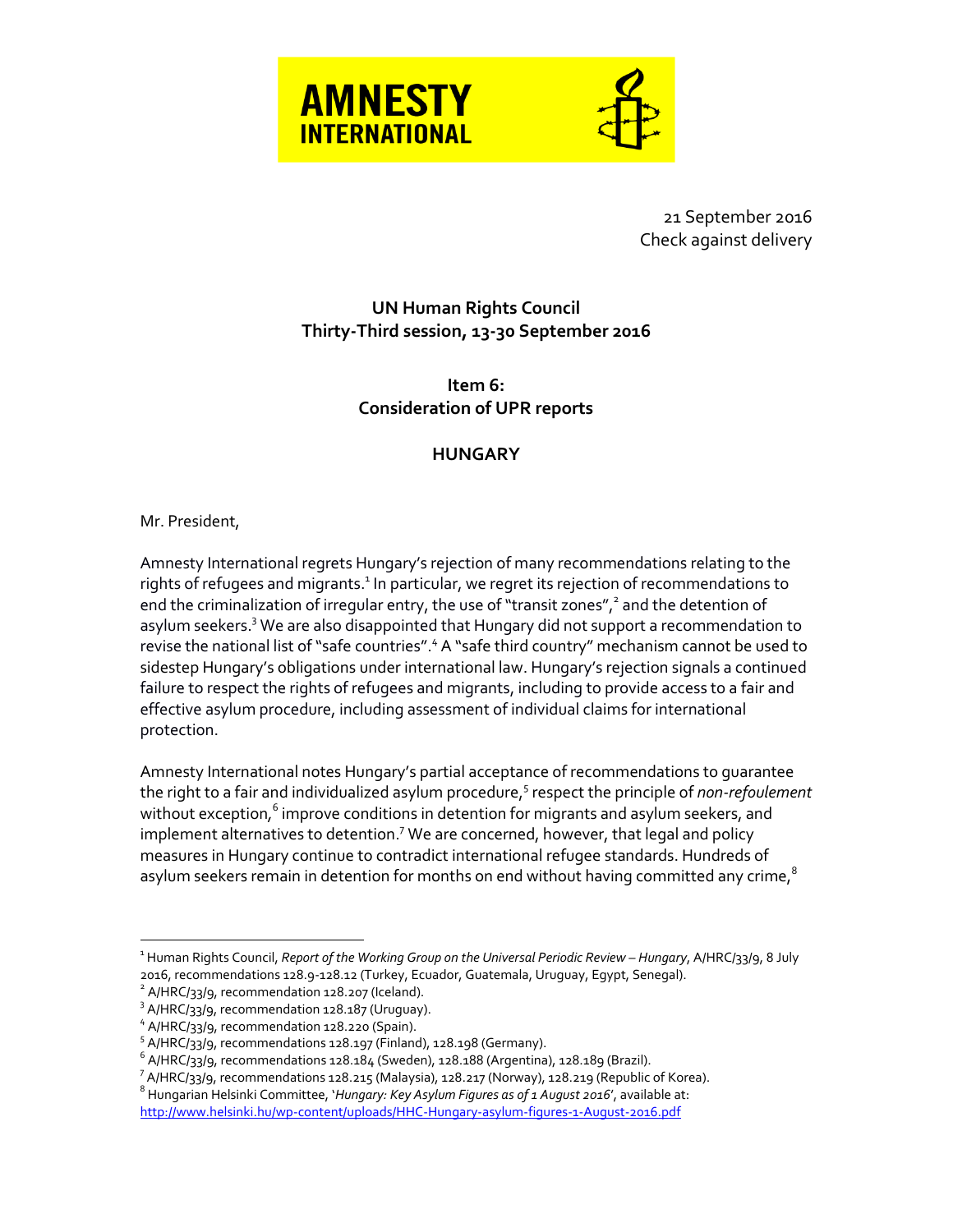**AMNESTY INTERNATIONAL**

21 September 2016
Check against delivery

**UN Human Rights Council**
**Thirty-Third session, 13-30 September 2016**

**Item 6:**
**Consideration of UPR reports**

**HUNGARY**

Mr. President,

Amnesty International regrets Hungary's rejection of many recommendations relating to the rights of refugees and migrants.[1] In particular, we regret its rejection of recommendations to end the criminalization of irregular entry, the use of "transit zones",[2] and the detention of asylum seekers.[3] We are also disappointed that Hungary did not support a recommendation to revise the national list of "safe countries".[4] A "safe third country" mechanism cannot be used to sidestep Hungary's obligations under international law. Hungary's rejection signals a continued failure to respect the rights of refugees and migrants, including to provide access to a fair and effective asylum procedure, including assessment of individual claims for international protection.

Amnesty International notes Hungary's partial acceptance of recommendations to guarantee the right to a fair and individualized asylum procedure,[5] respect the principle of *non-refoulement* without exception,[6] improve conditions in detention for migrants and asylum seekers, and implement alternatives to detention.[7] We are concerned, however, that legal and policy measures in Hungary continue to contradict international refugee standards. Hundreds of asylum seekers remain in detention for months on end without having committed any crime,[8]

---

[1] Human Rights Council, *Report of the Working Group on the Universal Periodic Review – Hungary*, A/HRC/33/9, 8 July 2016, recommendations 128.9-128.12 (Turkey, Ecuador, Guatemala, Uruguay, Egypt, Senegal).

[2] A/HRC/33/9, recommendation 128.207 (Iceland).

[3] A/HRC/33/9, recommendation 128.187 (Uruguay).

[4] A/HRC/33/9, recommendation 128.220 (Spain).

[5] A/HRC/33/9, recommendations 128.197 (Finland), 128.198 (Germany).

[6] A/HRC/33/9, recommendations 128.184 (Sweden), 128.188 (Argentina), 128.189 (Brazil).

[7] A/HRC/33/9, recommendations 128.215 (Malaysia), 128.217 (Norway), 128.219 (Republic of Korea).

[8] Hungarian Helsinki Committee, '*Hungary: Key Asylum Figures as of 1 August 2016*', available at: http://www.helsinki.hu/wp-content/uploads/HHC-Hungary-asylum-figures-1-August-2016.pdf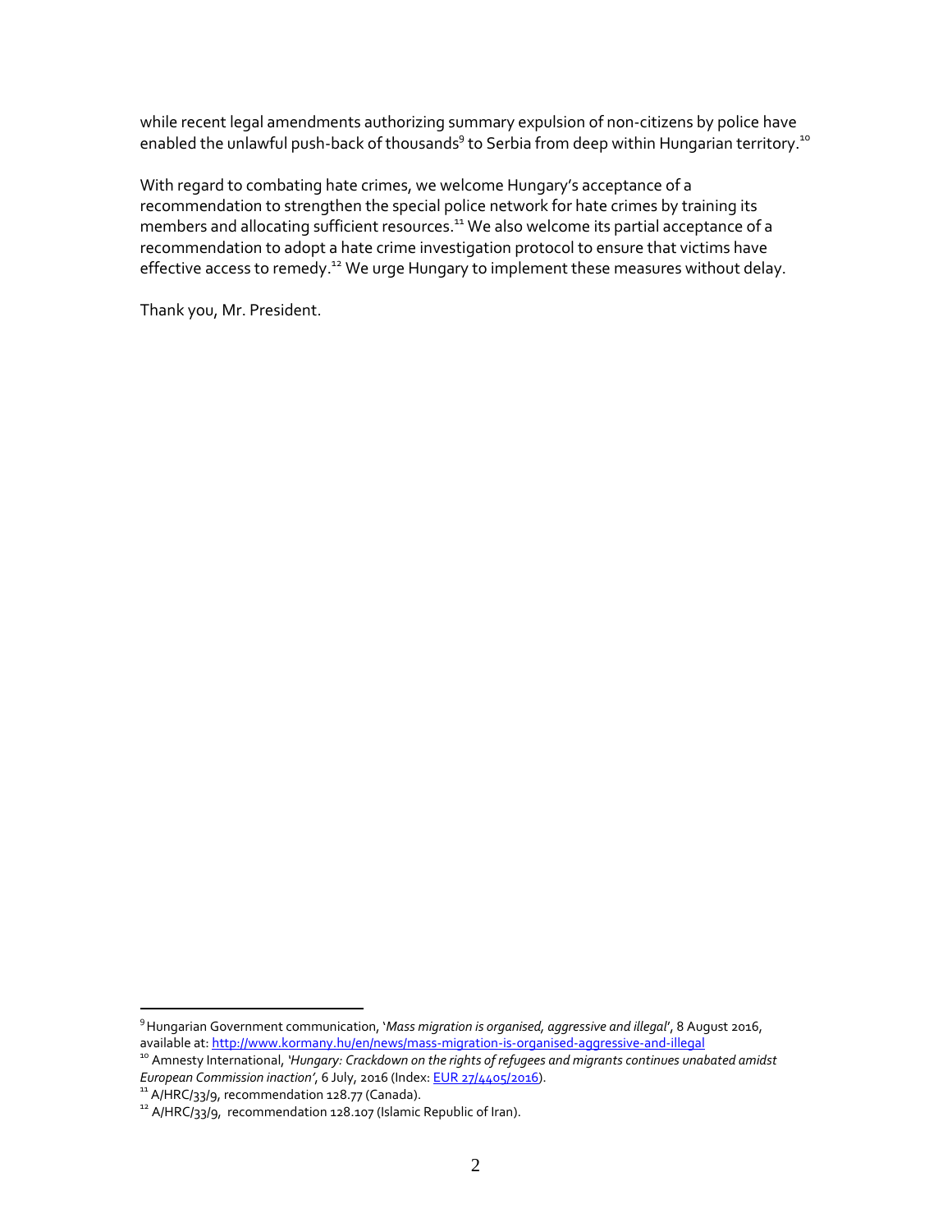while recent legal amendments authorizing summary expulsion of non-citizens by police have enabled the unlawful push-back of thousands[9] to Serbia from deep within Hungarian territory.[10]

With regard to combating hate crimes, we welcome Hungary's acceptance of a recommendation to strengthen the special police network for hate crimes by training its members and allocating sufficient resources.[11] We also welcome its partial acceptance of a recommendation to adopt a hate crime investigation protocol to ensure that victims have effective access to remedy.[12] We urge Hungary to implement these measures without delay.

Thank you, Mr. President.

---

[9] Hungarian Government communication, '*Mass migration is organised, aggressive and illegal*', 8 August 2016, available at: http://www.kormany.hu/en/news/mass-migration-is-organised-aggressive-and-illegal

[10] Amnesty International, *'Hungary: Crackdown on the rights of refugees and migrants continues unabated amidst European Commission inaction'*, 6 July, 2016 (Index: EUR 27/4405/2016).

[11] A/HRC/33/9, recommendation 128.77 (Canada).

[12] A/HRC/33/9, recommendation 128.107 (Islamic Republic of Iran).